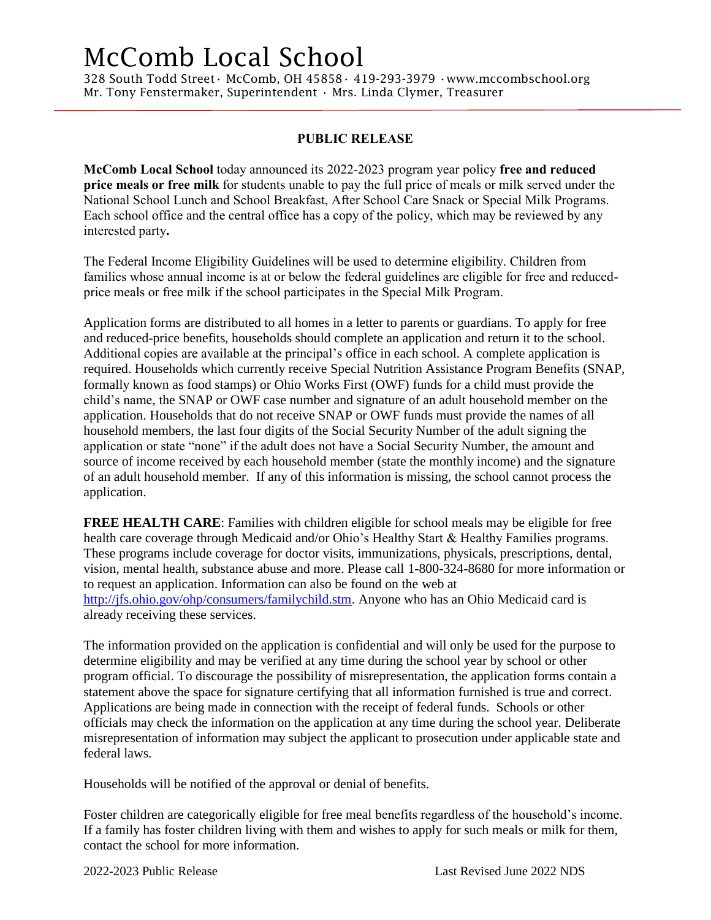# McComb Local School

328 South Todd Street · McComb, OH 45858 · 419-293-3979 · www.mccombschool.org
Mr. Tony Fenstermaker, Superintendent · Mrs. Linda Clymer, Treasurer

## PUBLIC RELEASE

**McComb Local School** today announced its 2022-2023 program year policy **free and reduced price meals or free milk** for students unable to pay the full price of meals or milk served under the National School Lunch and School Breakfast, After School Care Snack or Special Milk Programs. Each school office and the central office has a copy of the policy, which may be reviewed by any interested party**.**

The Federal Income Eligibility Guidelines will be used to determine eligibility. Children from families whose annual income is at or below the federal guidelines are eligible for free and reduced-price meals or free milk if the school participates in the Special Milk Program.

Application forms are distributed to all homes in a letter to parents or guardians. To apply for free and reduced-price benefits, households should complete an application and return it to the school. Additional copies are available at the principal's office in each school. A complete application is required. Households which currently receive Special Nutrition Assistance Program Benefits (SNAP, formally known as food stamps) or Ohio Works First (OWF) funds for a child must provide the child's name, the SNAP or OWF case number and signature of an adult household member on the application. Households that do not receive SNAP or OWF funds must provide the names of all household members, the last four digits of the Social Security Number of the adult signing the application or state "none" if the adult does not have a Social Security Number, the amount and source of income received by each household member (state the monthly income) and the signature of an adult household member. If any of this information is missing, the school cannot process the application.

**FREE HEALTH CARE**: Families with children eligible for school meals may be eligible for free health care coverage through Medicaid and/or Ohio's Healthy Start & Healthy Families programs. These programs include coverage for doctor visits, immunizations, physicals, prescriptions, dental, vision, mental health, substance abuse and more. Please call 1-800-324-8680 for more information or to request an application. Information can also be found on the web at http://jfs.ohio.gov/ohp/consumers/familychild.stm. Anyone who has an Ohio Medicaid card is already receiving these services.

The information provided on the application is confidential and will only be used for the purpose to determine eligibility and may be verified at any time during the school year by school or other program official. To discourage the possibility of misrepresentation, the application forms contain a statement above the space for signature certifying that all information furnished is true and correct. Applications are being made in connection with the receipt of federal funds. Schools or other officials may check the information on the application at any time during the school year. Deliberate misrepresentation of information may subject the applicant to prosecution under applicable state and federal laws.

Households will be notified of the approval or denial of benefits.

Foster children are categorically eligible for free meal benefits regardless of the household's income. If a family has foster children living with them and wishes to apply for such meals or milk for them, contact the school for more information.

2022-2023 Public Release Last Revised June 2022 NDS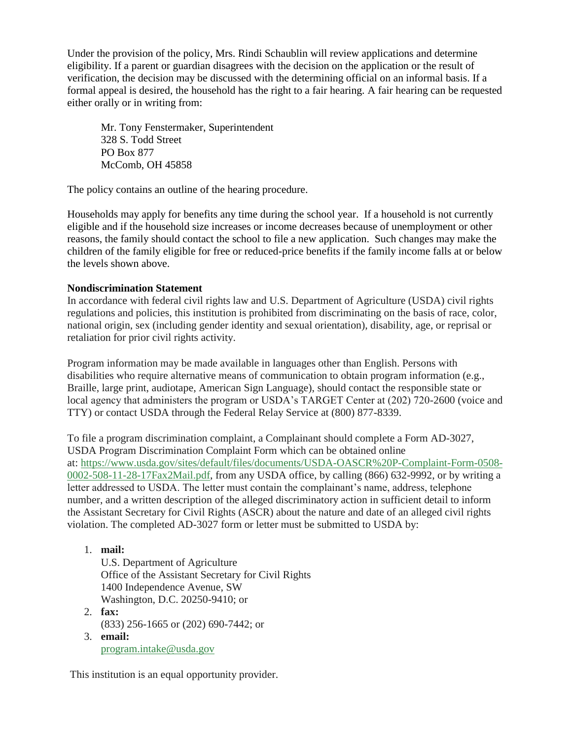Under the provision of the policy, Mrs. Rindi Schaublin will review applications and determine eligibility. If a parent or guardian disagrees with the decision on the application or the result of verification, the decision may be discussed with the determining official on an informal basis. If a formal appeal is desired, the household has the right to a fair hearing. A fair hearing can be requested either orally or in writing from:

Mr. Tony Fenstermaker, Superintendent
328 S. Todd Street
PO Box 877
McComb, OH 45858

The policy contains an outline of the hearing procedure.

Households may apply for benefits any time during the school year. If a household is not currently eligible and if the household size increases or income decreases because of unemployment or other reasons, the family should contact the school to file a new application. Such changes may make the children of the family eligible for free or reduced-price benefits if the family income falls at or below the levels shown above.

**Nondiscrimination Statement**

In accordance with federal civil rights law and U.S. Department of Agriculture (USDA) civil rights regulations and policies, this institution is prohibited from discriminating on the basis of race, color, national origin, sex (including gender identity and sexual orientation), disability, age, or reprisal or retaliation for prior civil rights activity.

Program information may be made available in languages other than English. Persons with disabilities who require alternative means of communication to obtain program information (e.g., Braille, large print, audiotape, American Sign Language), should contact the responsible state or local agency that administers the program or USDA's TARGET Center at (202) 720-2600 (voice and TTY) or contact USDA through the Federal Relay Service at (800) 877-8339.

To file a program discrimination complaint, a Complainant should complete a Form AD-3027, USDA Program Discrimination Complaint Form which can be obtained online at: https://www.usda.gov/sites/default/files/documents/USDA-OASCR%20P-Complaint-Form-0508-0002-508-11-28-17Fax2Mail.pdf, from any USDA office, by calling (866) 632-9992, or by writing a letter addressed to USDA. The letter must contain the complainant's name, address, telephone number, and a written description of the alleged discriminatory action in sufficient detail to inform the Assistant Secretary for Civil Rights (ASCR) about the nature and date of an alleged civil rights violation. The completed AD-3027 form or letter must be submitted to USDA by:

1. **mail:**
   U.S. Department of Agriculture
   Office of the Assistant Secretary for Civil Rights
   1400 Independence Avenue, SW
   Washington, D.C. 20250-9410; or
2. **fax:**
   (833) 256-1665 or (202) 690-7442; or
3. **email:**
   program.intake@usda.gov

This institution is an equal opportunity provider.